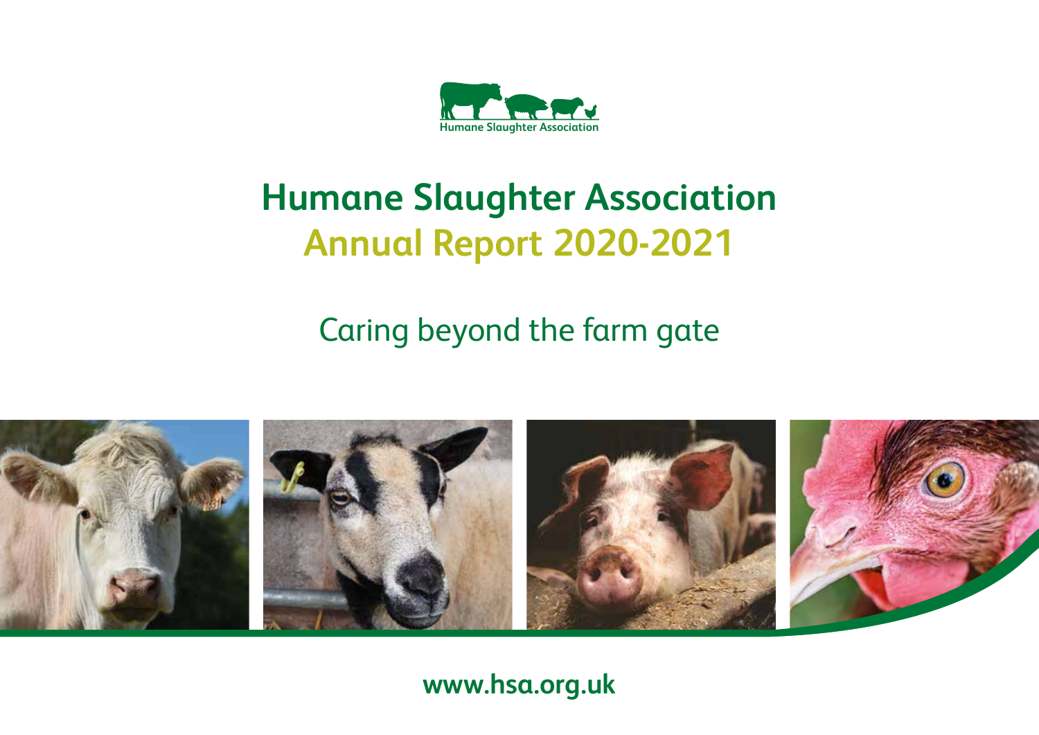Humane Slaughter Association

# Humane Slaughter Association
# Annual Report 2020-2021

## Caring beyond the farm gate

**www.hsa.org.uk**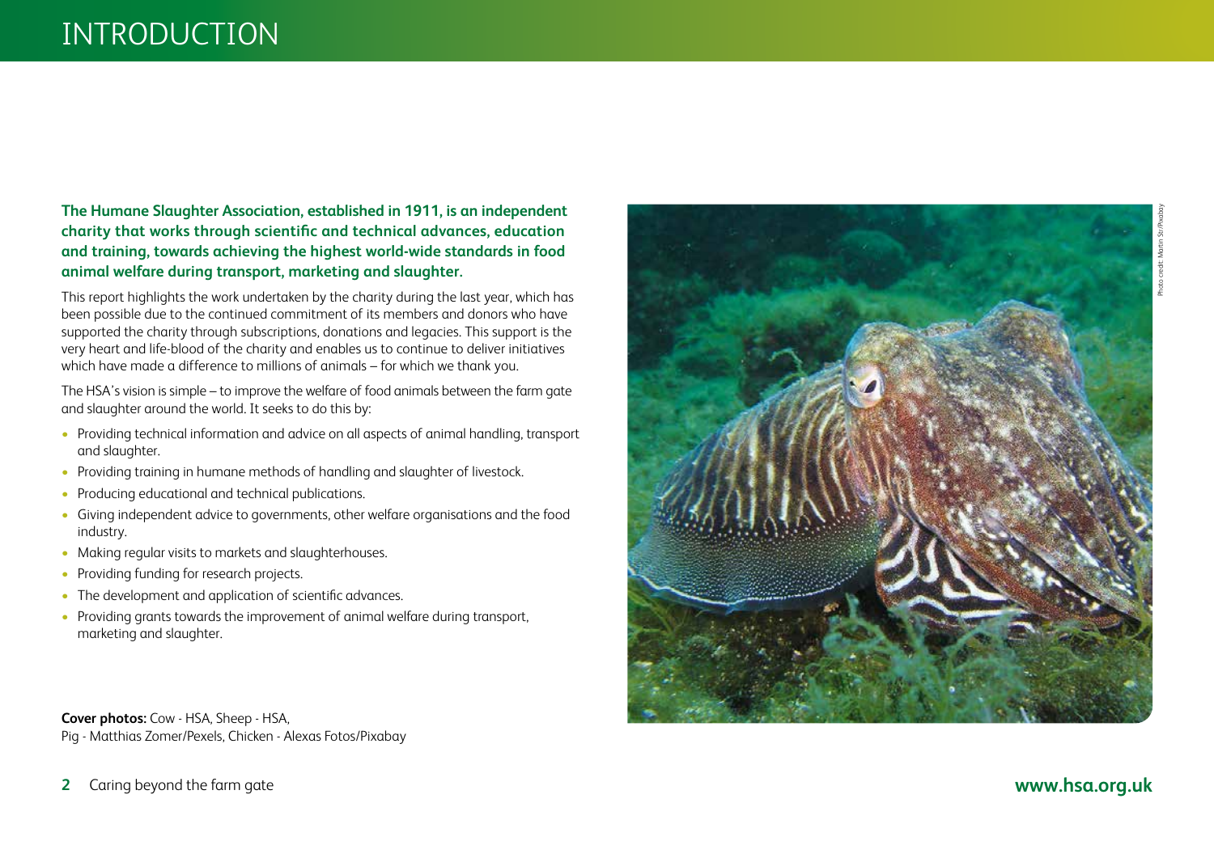# INTRODUCTION

**The Humane Slaughter Association, established in 1911, is an independent charity that works through scientific and technical advances, education and training, towards achieving the highest world-wide standards in food animal welfare during transport, marketing and slaughter.**

This report highlights the work undertaken by the charity during the last year, which has been possible due to the continued commitment of its members and donors who have supported the charity through subscriptions, donations and legacies. This support is the very heart and life-blood of the charity and enables us to continue to deliver initiatives which have made a difference to millions of animals – for which we thank you.

The HSA's vision is simple – to improve the welfare of food animals between the farm gate and slaughter around the world. It seeks to do this by:

- Providing technical information and advice on all aspects of animal handling, transport and slaughter.
- Providing training in humane methods of handling and slaughter of livestock.
- Producing educational and technical publications.
- Giving independent advice to governments, other welfare organisations and the food industry.
- Making regular visits to markets and slaughterhouses.
- Providing funding for research projects.
- The development and application of scientific advances.
- Providing grants towards the improvement of animal welfare during transport, marketing and slaughter.

Photo credit: Martin Str/Pixabay

**Cover photos:** Cow - HSA, Sheep - HSA, Pig - Matthias Zomer/Pexels, Chicken - Alexas Fotos/Pixabay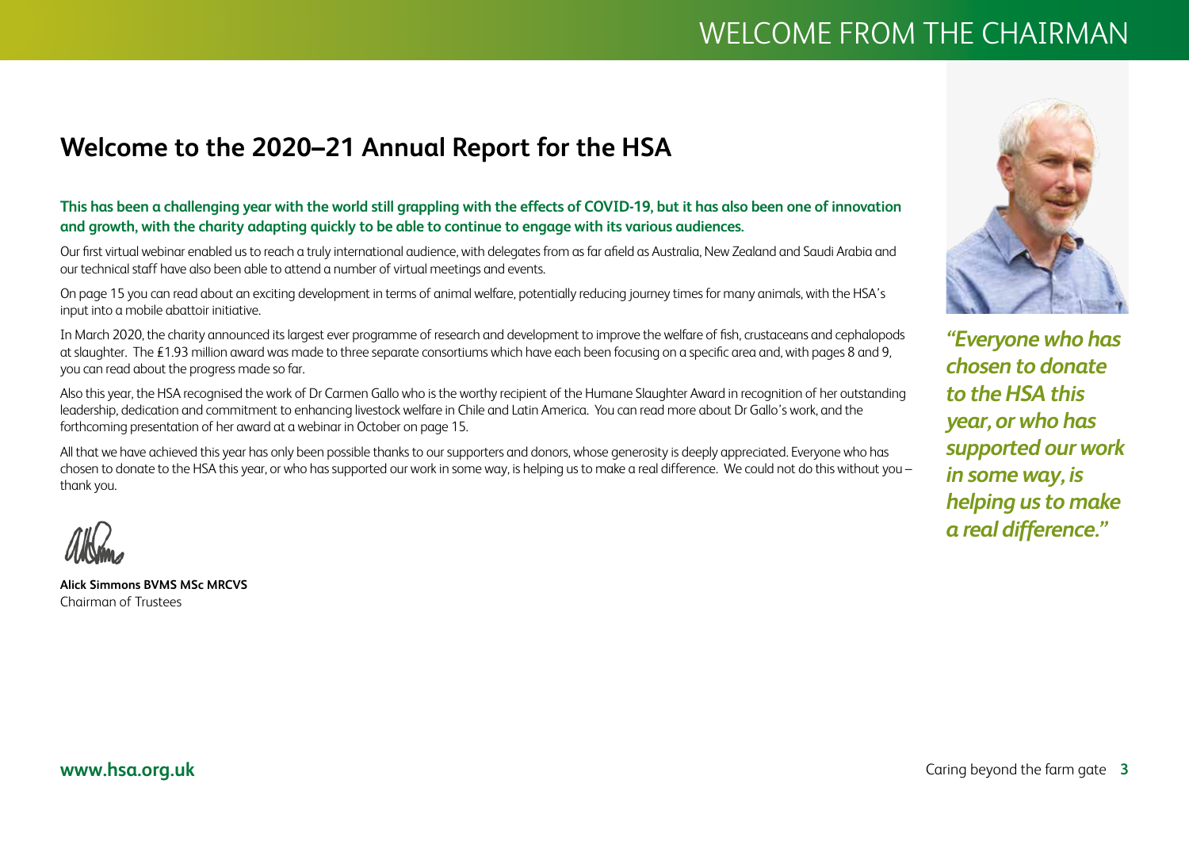# Welcome to the 2020–21 Annual Report for the HSA

**This has been a challenging year with the world still grappling with the effects of COVID-19, but it has also been one of innovation and growth, with the charity adapting quickly to be able to continue to engage with its various audiences.**

Our first virtual webinar enabled us to reach a truly international audience, with delegates from as far afield as Australia, New Zealand and Saudi Arabia and our technical staff have also been able to attend a number of virtual meetings and events.

On page 15 you can read about an exciting development in terms of animal welfare, potentially reducing journey times for many animals, with the HSA's input into a mobile abattoir initiative.

In March 2020, the charity announced its largest ever programme of research and development to improve the welfare of fish, crustaceans and cephalopods at slaughter. The £1.93 million award was made to three separate consortiums which have each been focusing on a specific area and, with pages 8 and 9, you can read about the progress made so far.

Also this year, the HSA recognised the work of Dr Carmen Gallo who is the worthy recipient of the Humane Slaughter Award in recognition of her outstanding leadership, dedication and commitment to enhancing livestock welfare in Chile and Latin America. You can read more about Dr Gallo's work, and the forthcoming presentation of her award at a webinar in October on page 15.

All that we have achieved this year has only been possible thanks to our supporters and donors, whose generosity is deeply appreciated. Everyone who has chosen to donate to the HSA this year, or who has supported our work in some way, is helping us to make a real difference. We could not do this without you – thank you.

**Alick Simmons BVMS MSc MRCVS**
Chairman of Trustees

***"Everyone who has chosen to donate to the HSA this year, or who has supported our work in some way, is helping us to make a real difference."***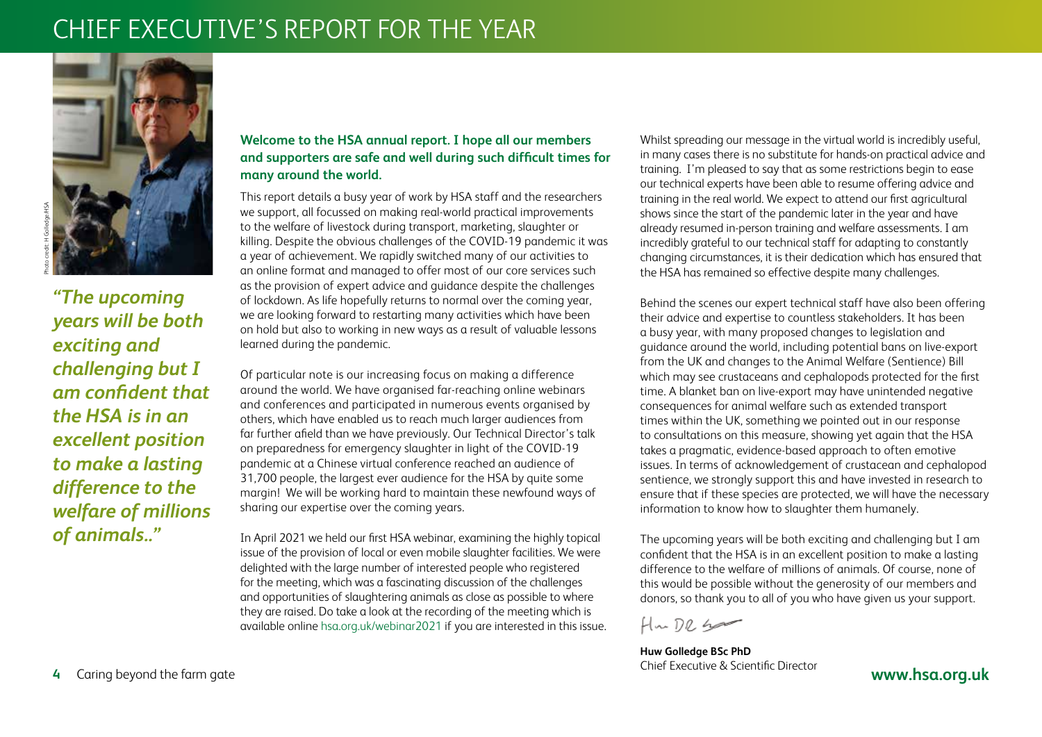# CHIEF EXECUTIVE'S REPORT FOR THE YEAR

Photo credit: H Golledge/HSA

***"The upcoming years will be both exciting and challenging but I am confident that the HSA is in an excellent position to make a lasting difference to the welfare of millions of animals.."***

**Welcome to the HSA annual report. I hope all our members and supporters are safe and well during such difficult times for many around the world.**

This report details a busy year of work by HSA staff and the researchers we support, all focussed on making real-world practical improvements to the welfare of livestock during transport, marketing, slaughter or killing. Despite the obvious challenges of the COVID-19 pandemic it was a year of achievement. We rapidly switched many of our activities to an online format and managed to offer most of our core services such as the provision of expert advice and guidance despite the challenges of lockdown. As life hopefully returns to normal over the coming year, we are looking forward to restarting many activities which have been on hold but also to working in new ways as a result of valuable lessons learned during the pandemic.

Of particular note is our increasing focus on making a difference around the world. We have organised far-reaching online webinars and conferences and participated in numerous events organised by others, which have enabled us to reach much larger audiences from far further afield than we have previously. Our Technical Director's talk on preparedness for emergency slaughter in light of the COVID-19 pandemic at a Chinese virtual conference reached an audience of 31,700 people, the largest ever audience for the HSA by quite some margin! We will be working hard to maintain these newfound ways of sharing our expertise over the coming years.

In April 2021 we held our first HSA webinar, examining the highly topical issue of the provision of local or even mobile slaughter facilities. We were delighted with the large number of interested people who registered for the meeting, which was a fascinating discussion of the challenges and opportunities of slaughtering animals as close as possible to where they are raised. Do take a look at the recording of the meeting which is available online hsa.org.uk/webinar2021 if you are interested in this issue.

Whilst spreading our message in the virtual world is incredibly useful, in many cases there is no substitute for hands-on practical advice and training. I'm pleased to say that as some restrictions begin to ease our technical experts have been able to resume offering advice and training in the real world. We expect to attend our first agricultural shows since the start of the pandemic later in the year and have already resumed in-person training and welfare assessments. I am incredibly grateful to our technical staff for adapting to constantly changing circumstances, it is their dedication which has ensured that the HSA has remained so effective despite many challenges.

Behind the scenes our expert technical staff have also been offering their advice and expertise to countless stakeholders. It has been a busy year, with many proposed changes to legislation and guidance around the world, including potential bans on live-export from the UK and changes to the Animal Welfare (Sentience) Bill which may see crustaceans and cephalopods protected for the first time. A blanket ban on live-export may have unintended negative consequences for animal welfare such as extended transport times within the UK, something we pointed out in our response to consultations on this measure, showing yet again that the HSA takes a pragmatic, evidence-based approach to often emotive issues. In terms of acknowledgement of crustacean and cephalopod sentience, we strongly support this and have invested in research to ensure that if these species are protected, we will have the necessary information to know how to slaughter them humanely.

The upcoming years will be both exciting and challenging but I am confident that the HSA is in an excellent position to make a lasting difference to the welfare of millions of animals. Of course, none of this would be possible without the generosity of our members and donors, so thank you to all of you who have given us your support.

**Huw Golledge BSc PhD**
Chief Executive & Scientific Director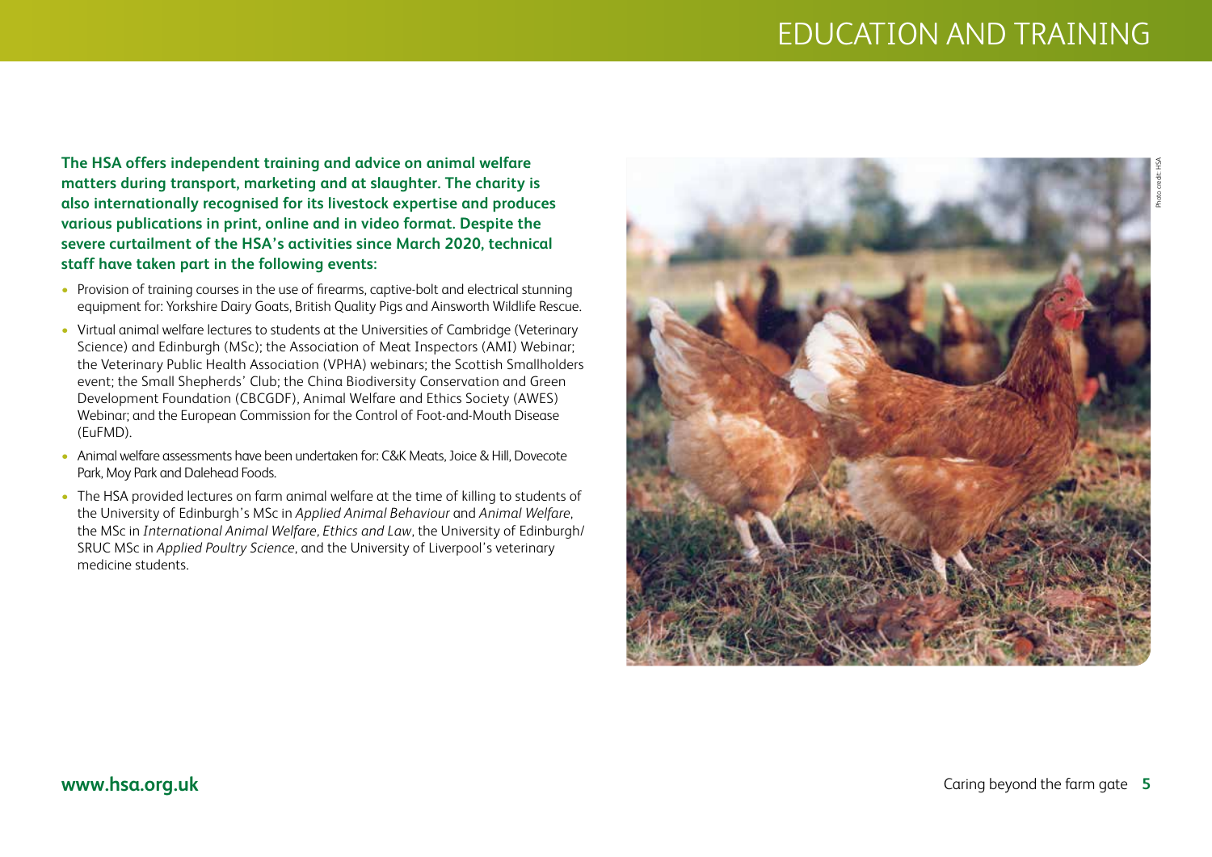# EDUCATION AND TRAINING

**The HSA offers independent training and advice on animal welfare matters during transport, marketing and at slaughter. The charity is also internationally recognised for its livestock expertise and produces various publications in print, online and in video format. Despite the severe curtailment of the HSA's activities since March 2020, technical staff have taken part in the following events:**

- Provision of training courses in the use of firearms, captive-bolt and electrical stunning equipment for: Yorkshire Dairy Goats, British Quality Pigs and Ainsworth Wildlife Rescue.
- Virtual animal welfare lectures to students at the Universities of Cambridge (Veterinary Science) and Edinburgh (MSc); the Association of Meat Inspectors (AMI) Webinar; the Veterinary Public Health Association (VPHA) webinars; the Scottish Smallholders event; the Small Shepherds' Club; the China Biodiversity Conservation and Green Development Foundation (CBCGDF), Animal Welfare and Ethics Society (AWES) Webinar; and the European Commission for the Control of Foot-and-Mouth Disease (EuFMD).
- Animal welfare assessments have been undertaken for: C&K Meats, Joice & Hill, Dovecote Park, Moy Park and Dalehead Foods.
- The HSA provided lectures on farm animal welfare at the time of killing to students of the University of Edinburgh's MSc in *Applied Animal Behaviour* and *Animal Welfare*, the MSc in *International Animal Welfare, Ethics and Law*, the University of Edinburgh/SRUC MSc in *Applied Poultry Science*, and the University of Liverpool's veterinary medicine students.

Photo credit: HSA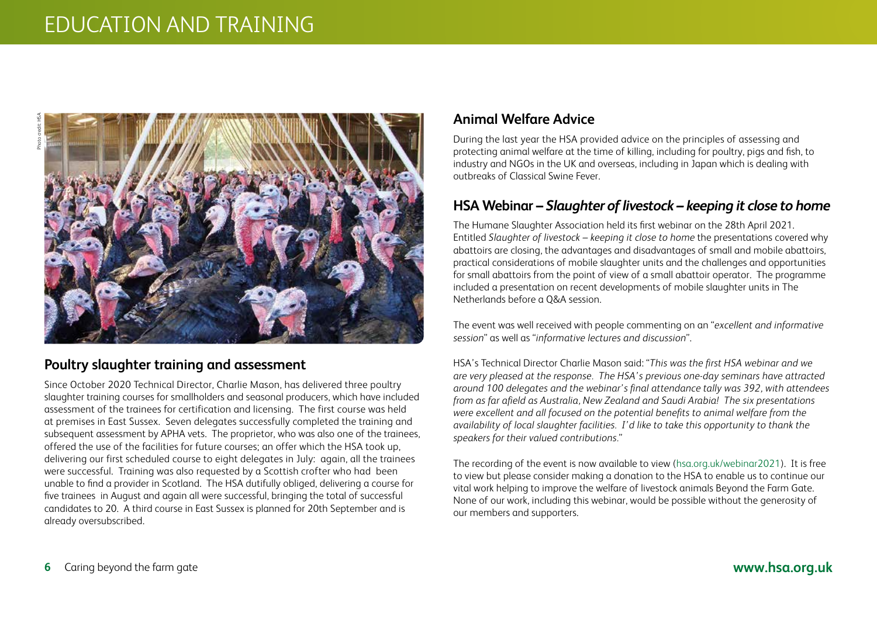# EDUCATION AND TRAINING

## Poultry slaughter training and assessment

Since October 2020 Technical Director, Charlie Mason, has delivered three poultry slaughter training courses for smallholders and seasonal producers, which have included assessment of the trainees for certification and licensing. The first course was held at premises in East Sussex. Seven delegates successfully completed the training and subsequent assessment by APHA vets. The proprietor, who was also one of the trainees, offered the use of the facilities for future courses; an offer which the HSA took up, delivering our first scheduled course to eight delegates in July: again, all the trainees were successful. Training was also requested by a Scottish crofter who had been unable to find a provider in Scotland. The HSA dutifully obliged, delivering a course for five trainees in August and again all were successful, bringing the total of successful candidates to 20. A third course in East Sussex is planned for 20th September and is already oversubscribed.

## Animal Welfare Advice

During the last year the HSA provided advice on the principles of assessing and protecting animal welfare at the time of killing, including for poultry, pigs and fish, to industry and NGOs in the UK and overseas, including in Japan which is dealing with outbreaks of Classical Swine Fever.

## HSA Webinar – *Slaughter of livestock – keeping it close to home*

The Humane Slaughter Association held its first webinar on the 28th April 2021. Entitled *Slaughter of livestock – keeping it close to home* the presentations covered why abattoirs are closing, the advantages and disadvantages of small and mobile abattoirs, practical considerations of mobile slaughter units and the challenges and opportunities for small abattoirs from the point of view of a small abattoir operator. The programme included a presentation on recent developments of mobile slaughter units in The Netherlands before a Q&A session.

The event was well received with people commenting on an "*excellent and informative session*" as well as "*informative lectures and discussion*".

HSA's Technical Director Charlie Mason said: "*This was the first HSA webinar and we are very pleased at the response. The HSA's previous one-day seminars have attracted around 100 delegates and the webinar's final attendance tally was 392, with attendees from as far afield as Australia, New Zealand and Saudi Arabia! The six presentations were excellent and all focused on the potential benefits to animal welfare from the availability of local slaughter facilities. I'd like to take this opportunity to thank the speakers for their valued contributions.*"

The recording of the event is now available to view (hsa.org.uk/webinar2021). It is free to view but please consider making a donation to the HSA to enable us to continue our vital work helping to improve the welfare of livestock animals Beyond the Farm Gate. None of our work, including this webinar, would be possible without the generosity of our members and supporters.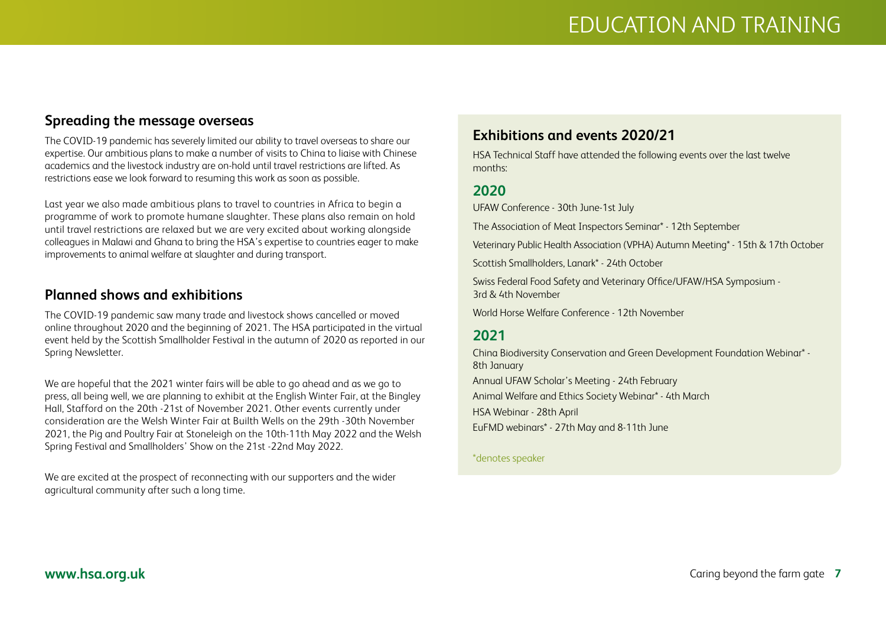# EDUCATION AND TRAINING

## Spreading the message overseas

The COVID-19 pandemic has severely limited our ability to travel overseas to share our expertise. Our ambitious plans to make a number of visits to China to liaise with Chinese academics and the livestock industry are on-hold until travel restrictions are lifted. As restrictions ease we look forward to resuming this work as soon as possible.

Last year we also made ambitious plans to travel to countries in Africa to begin a programme of work to promote humane slaughter. These plans also remain on hold until travel restrictions are relaxed but we are very excited about working alongside colleagues in Malawi and Ghana to bring the HSA's expertise to countries eager to make improvements to animal welfare at slaughter and during transport.

## Planned shows and exhibitions

The COVID-19 pandemic saw many trade and livestock shows cancelled or moved online throughout 2020 and the beginning of 2021. The HSA participated in the virtual event held by the Scottish Smallholder Festival in the autumn of 2020 as reported in our Spring Newsletter.

We are hopeful that the 2021 winter fairs will be able to go ahead and as we go to press, all being well, we are planning to exhibit at the English Winter Fair, at the Bingley Hall, Stafford on the 20th -21st of November 2021. Other events currently under consideration are the Welsh Winter Fair at Builth Wells on the 29th -30th November 2021, the Pig and Poultry Fair at Stoneleigh on the 10th-11th May 2022 and the Welsh Spring Festival and Smallholders' Show on the 21st -22nd May 2022.

We are excited at the prospect of reconnecting with our supporters and the wider agricultural community after such a long time.

## Exhibitions and events 2020/21

HSA Technical Staff have attended the following events over the last twelve months:

### 2020

UFAW Conference - 30th June-1st July

The Association of Meat Inspectors Seminar* - 12th September

Veterinary Public Health Association (VPHA) Autumn Meeting* - 15th & 17th October

Scottish Smallholders, Lanark* - 24th October

Swiss Federal Food Safety and Veterinary Office/UFAW/HSA Symposium - 3rd & 4th November

World Horse Welfare Conference - 12th November

### 2021

China Biodiversity Conservation and Green Development Foundation Webinar* - 8th January

Annual UFAW Scholar's Meeting - 24th February

Animal Welfare and Ethics Society Webinar* - 4th March

HSA Webinar - 28th April

EuFMD webinars* - 27th May and 8-11th June

*denotes speaker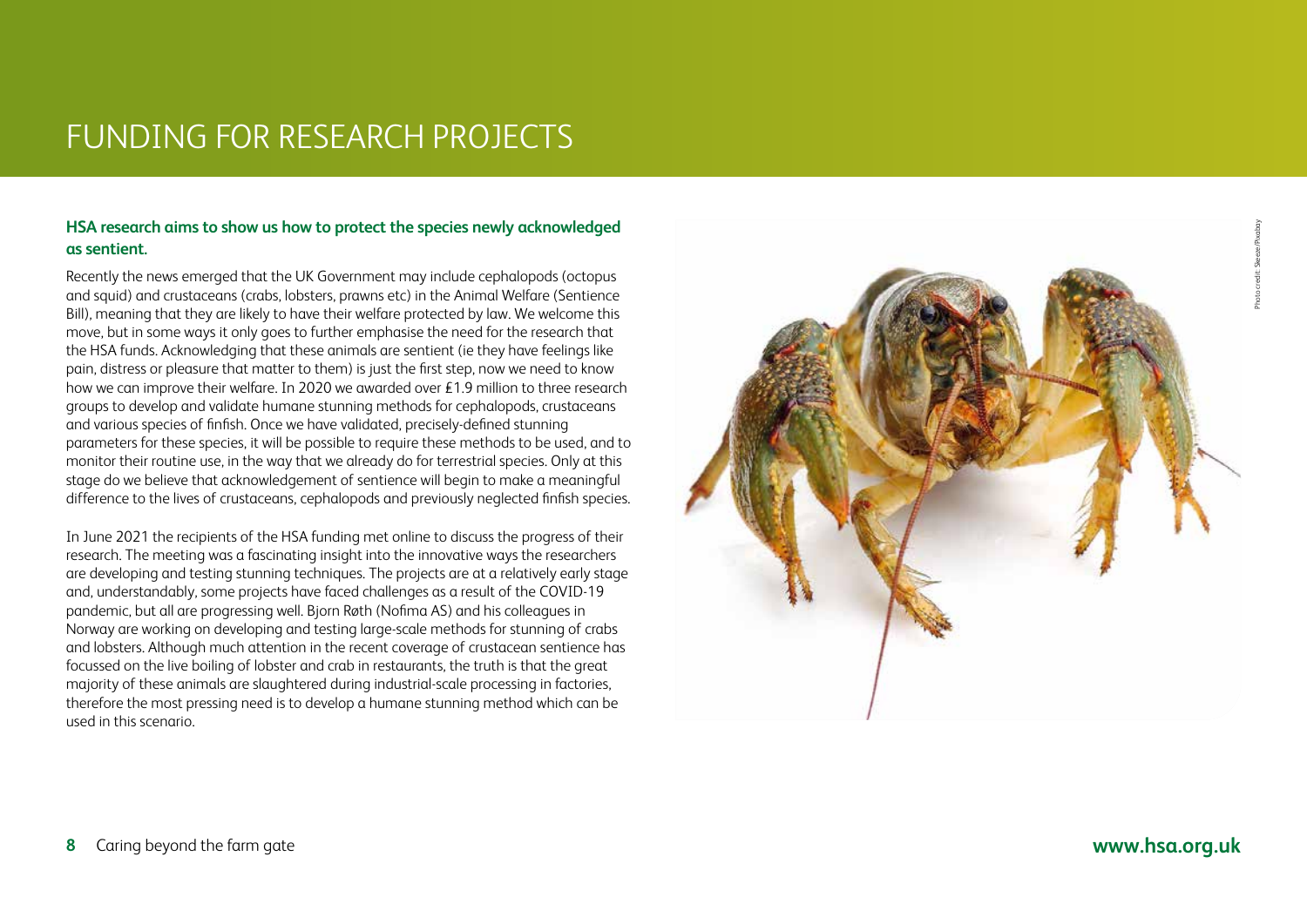# FUNDING FOR RESEARCH PROJECTS

**HSA research aims to show us how to protect the species newly acknowledged as sentient.**

Recently the news emerged that the UK Government may include cephalopods (octopus and squid) and crustaceans (crabs, lobsters, prawns etc) in the Animal Welfare (Sentience Bill), meaning that they are likely to have their welfare protected by law. We welcome this move, but in some ways it only goes to further emphasise the need for the research that the HSA funds. Acknowledging that these animals are sentient (ie they have feelings like pain, distress or pleasure that matter to them) is just the first step, now we need to know how we can improve their welfare. In 2020 we awarded over £1.9 million to three research groups to develop and validate humane stunning methods for cephalopods, crustaceans and various species of finfish. Once we have validated, precisely-defined stunning parameters for these species, it will be possible to require these methods to be used, and to monitor their routine use, in the way that we already do for terrestrial species. Only at this stage do we believe that acknowledgement of sentience will begin to make a meaningful difference to the lives of crustaceans, cephalopods and previously neglected finfish species.

In June 2021 the recipients of the HSA funding met online to discuss the progress of their research. The meeting was a fascinating insight into the innovative ways the researchers are developing and testing stunning techniques. The projects are at a relatively early stage and, understandably, some projects have faced challenges as a result of the COVID-19 pandemic, but all are progressing well. Bjorn Røth (Nofima AS) and his colleagues in Norway are working on developing and testing large-scale methods for stunning of crabs and lobsters. Although much attention in the recent coverage of crustacean sentience has focussed on the live boiling of lobster and crab in restaurants, the truth is that the great majority of these animals are slaughtered during industrial-scale processing in factories, therefore the most pressing need is to develop a humane stunning method which can be used in this scenario.

Photo credit: Sleeze/Pixabay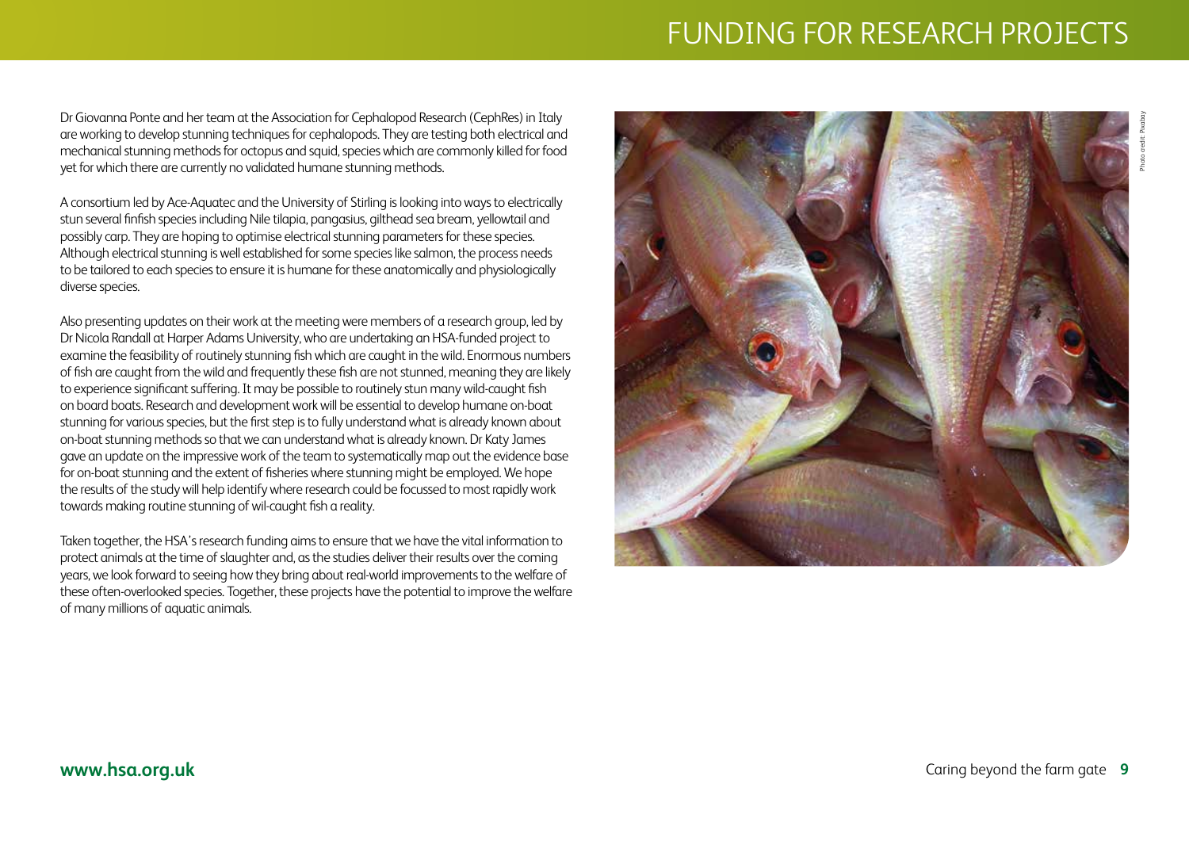Dr Giovanna Ponte and her team at the Association for Cephalopod Research (CephRes) in Italy are working to develop stunning techniques for cephalopods. They are testing both electrical and mechanical stunning methods for octopus and squid, species which are commonly killed for food yet for which there are currently no validated humane stunning methods.

A consortium led by Ace-Aquatec and the University of Stirling is looking into ways to electrically stun several finfish species including Nile tilapia, pangasius, gilthead sea bream, yellowtail and possibly carp. They are hoping to optimise electrical stunning parameters for these species. Although electrical stunning is well established for some species like salmon, the process needs to be tailored to each species to ensure it is humane for these anatomically and physiologically diverse species.

Also presenting updates on their work at the meeting were members of a research group, led by Dr Nicola Randall at Harper Adams University, who are undertaking an HSA-funded project to examine the feasibility of routinely stunning fish which are caught in the wild. Enormous numbers of fish are caught from the wild and frequently these fish are not stunned, meaning they are likely to experience significant suffering. It may be possible to routinely stun many wild-caught fish on board boats. Research and development work will be essential to develop humane on-boat stunning for various species, but the first step is to fully understand what is already known about on-boat stunning methods so that we can understand what is already known. Dr Katy James gave an update on the impressive work of the team to systematically map out the evidence base for on-boat stunning and the extent of fisheries where stunning might be employed. We hope the results of the study will help identify where research could be focussed to most rapidly work towards making routine stunning of wil-caught fish a reality.

Taken together, the HSA's research funding aims to ensure that we have the vital information to protect animals at the time of slaughter and, as the studies deliver their results over the coming years, we look forward to seeing how they bring about real-world improvements to the welfare of these often-overlooked species. Together, these projects have the potential to improve the welfare of many millions of aquatic animals.

Photo credit: Pixabay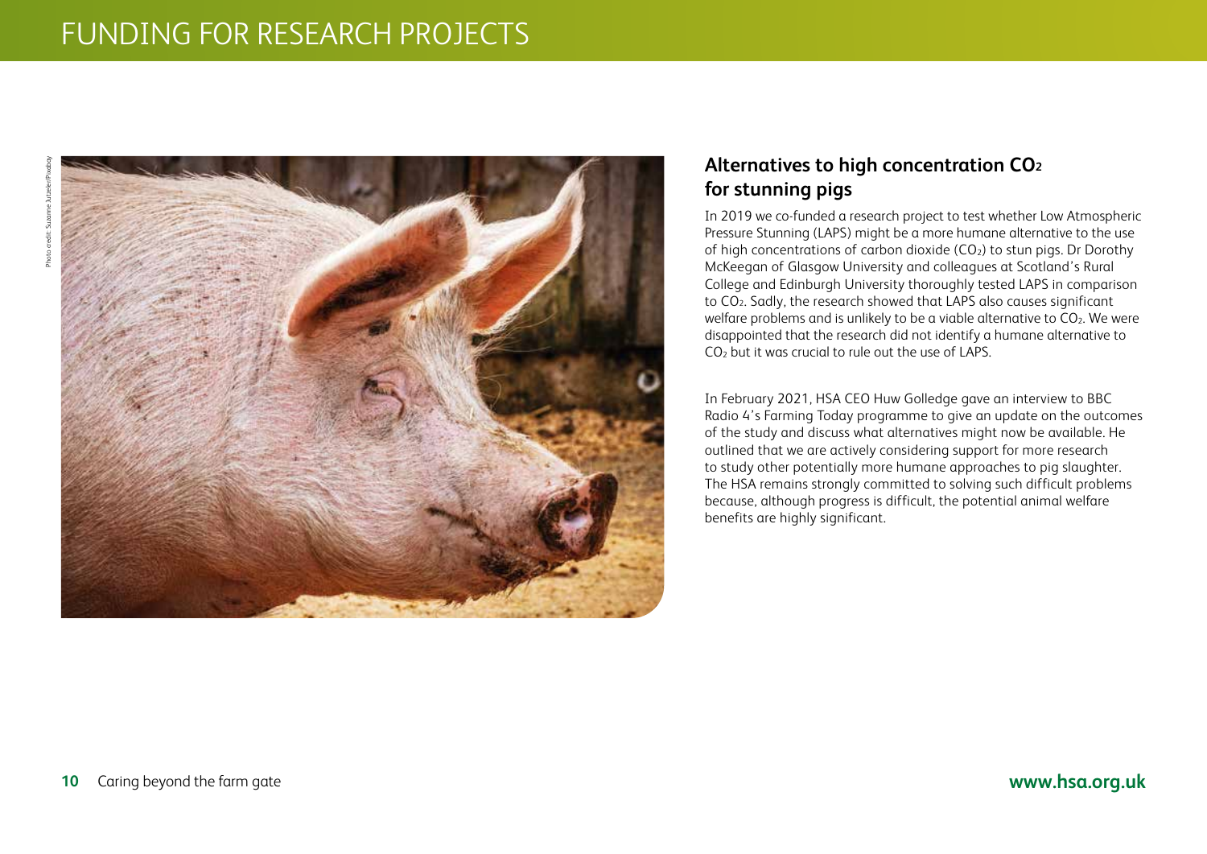# FUNDING FOR RESEARCH PROJECTS

Photo credit: Suzanne Jutzeler/Pixabay

## Alternatives to high concentration $CO_2$ for stunning pigs

In 2019 we co-funded a research project to test whether Low Atmospheric Pressure Stunning (LAPS) might be a more humane alternative to the use of high concentrations of carbon dioxide ($CO_2$) to stun pigs. Dr Dorothy McKeegan of Glasgow University and colleagues at Scotland's Rural College and Edinburgh University thoroughly tested LAPS in comparison to $CO_2$. Sadly, the research showed that LAPS also causes significant welfare problems and is unlikely to be a viable alternative to $CO_2$. We were disappointed that the research did not identify a humane alternative to $CO_2$ but it was crucial to rule out the use of LAPS.

In February 2021, HSA CEO Huw Golledge gave an interview to BBC Radio 4's Farming Today programme to give an update on the outcomes of the study and discuss what alternatives might now be available. He outlined that we are actively considering support for more research to study other potentially more humane approaches to pig slaughter. The HSA remains strongly committed to solving such difficult problems because, although progress is difficult, the potential animal welfare benefits are highly significant.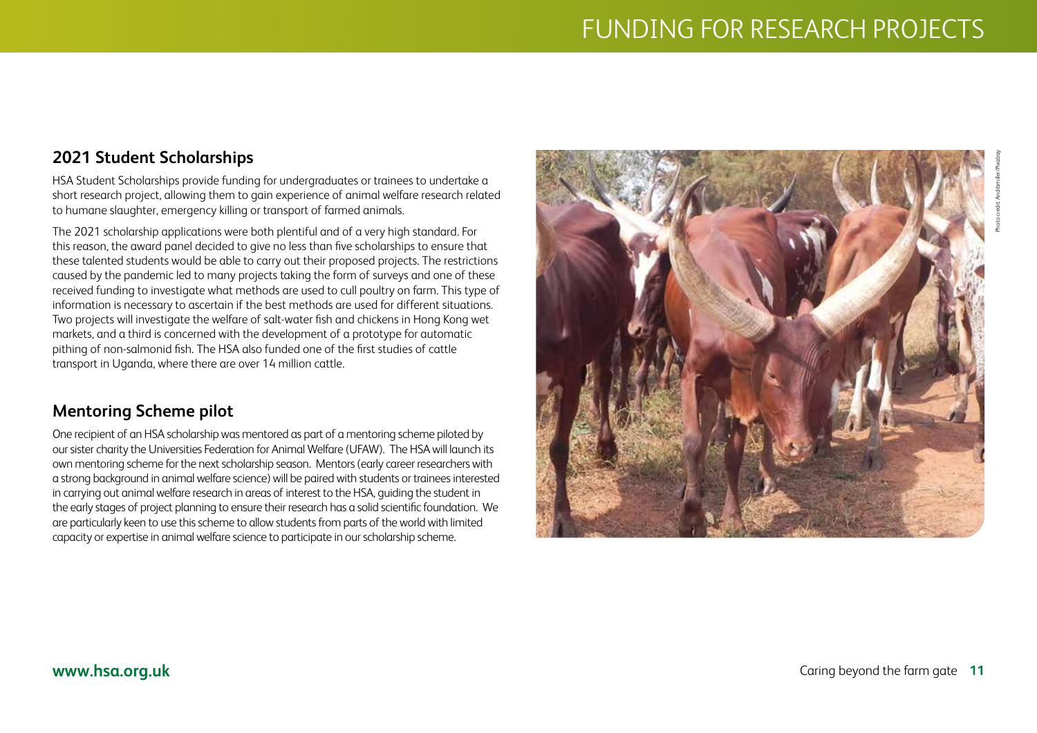# FUNDING FOR RESEARCH PROJECTS

## 2021 Student Scholarships

HSA Student Scholarships provide funding for undergraduates or trainees to undertake a short research project, allowing them to gain experience of animal welfare research related to humane slaughter, emergency killing or transport of farmed animals.

The 2021 scholarship applications were both plentiful and of a very high standard. For this reason, the award panel decided to give no less than five scholarships to ensure that these talented students would be able to carry out their proposed projects. The restrictions caused by the pandemic led to many projects taking the form of surveys and one of these received funding to investigate what methods are used to cull poultry on farm. This type of information is necessary to ascertain if the best methods are used for different situations. Two projects will investigate the welfare of salt-water fish and chickens in Hong Kong wet markets, and a third is concerned with the development of a prototype for automatic pithing of non-salmonid fish. The HSA also funded one of the first studies of cattle transport in Uganda, where there are over 14 million cattle.

## Mentoring Scheme pilot

One recipient of an HSA scholarship was mentored as part of a mentoring scheme piloted by our sister charity the Universities Federation for Animal Welfare (UFAW). The HSA will launch its own mentoring scheme for the next scholarship season. Mentors (early career researchers with a strong background in animal welfare science) will be paired with students or trainees interested in carrying out animal welfare research in areas of interest to the HSA, guiding the student in the early stages of project planning to ensure their research has a solid scientific foundation. We are particularly keen to use this scheme to allow students from parts of the world with limited capacity or expertise in animal welfare science to participate in our scholarship scheme.

Photo credit: Andilamiller/Pixabay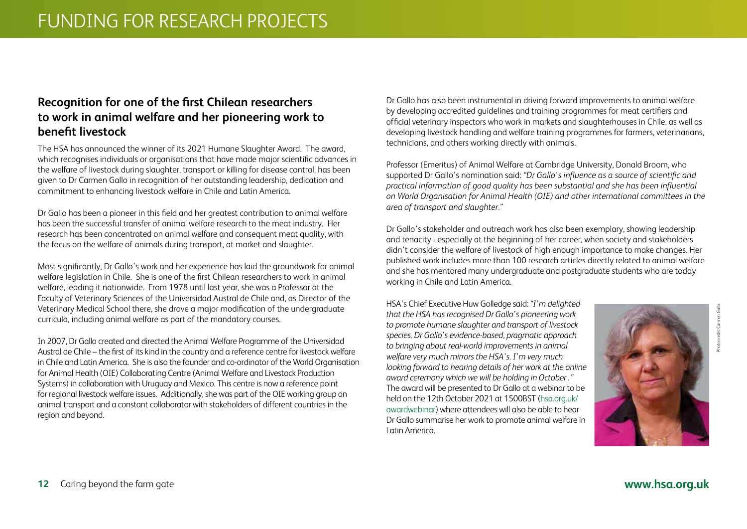# FUNDING FOR RESEARCH PROJECTS

## Recognition for one of the first Chilean researchers to work in animal welfare and her pioneering work to benefit livestock

The HSA has announced the winner of its 2021 Humane Slaughter Award. The award, which recognises individuals or organisations that have made major scientific advances in the welfare of livestock during slaughter, transport or killing for disease control, has been given to Dr Carmen Gallo in recognition of her outstanding leadership, dedication and commitment to enhancing livestock welfare in Chile and Latin America.

Dr Gallo has been a pioneer in this field and her greatest contribution to animal welfare has been the successful transfer of animal welfare research to the meat industry. Her research has been concentrated on animal welfare and consequent meat quality, with the focus on the welfare of animals during transport, at market and slaughter.

Most significantly, Dr Gallo's work and her experience has laid the groundwork for animal welfare legislation in Chile. She is one of the first Chilean researchers to work in animal welfare, leading it nationwide. From 1978 until last year, she was a Professor at the Faculty of Veterinary Sciences of the Universidad Austral de Chile and, as Director of the Veterinary Medical School there, she drove a major modification of the undergraduate curricula, including animal welfare as part of the mandatory courses.

In 2007, Dr Gallo created and directed the Animal Welfare Programme of the Universidad Austral de Chile – the first of its kind in the country and a reference centre for livestock welfare in Chile and Latin America. She is also the founder and co-ordinator of the World Organisation for Animal Health (OIE) Collaborating Centre (Animal Welfare and Livestock Production Systems) in collaboration with Uruguay and Mexico. This centre is now a reference point for regional livestock welfare issues. Additionally, she was part of the OIE working group on animal transport and a constant collaborator with stakeholders of different countries in the region and beyond.

Dr Gallo has also been instrumental in driving forward improvements to animal welfare by developing accredited guidelines and training programmes for meat certifiers and official veterinary inspectors who work in markets and slaughterhouses in Chile, as well as developing livestock handling and welfare training programmes for farmers, veterinarians, technicians, and others working directly with animals.

Professor (Emeritus) of Animal Welfare at Cambridge University, Donald Broom, who supported Dr Gallo's nomination said: *"Dr Gallo's influence as a source of scientific and practical information of good quality has been substantial and she has been influential on World Organisation for Animal Health (OIE) and other international committees in the area of transport and slaughter."*

Dr Gallo's stakeholder and outreach work has also been exemplary, showing leadership and tenacity - especially at the beginning of her career, when society and stakeholders didn't consider the welfare of livestock of high enough importance to make changes. Her published work includes more than 100 research articles directly related to animal welfare and she has mentored many undergraduate and postgraduate students who are today working in Chile and Latin America.

HSA's Chief Executive Huw Golledge said: *"I'm delighted that the HSA has recognised Dr Gallo's pioneering work to promote humane slaughter and transport of livestock species. Dr Gallo's evidence-based, pragmatic approach to bringing about real-world improvements in animal welfare very much mirrors the HSA's. I'm very much looking forward to hearing details of her work at the online award ceremony which we will be holding in October."* The award will be presented to Dr Gallo at a webinar to be held on the 12th October 2021 at 1500BST (hsa.org.uk/awardwebinar) where attendees will also be able to hear Dr Gallo summarise her work to promote animal welfare in Latin America.

Photo credit: Carmen Gallo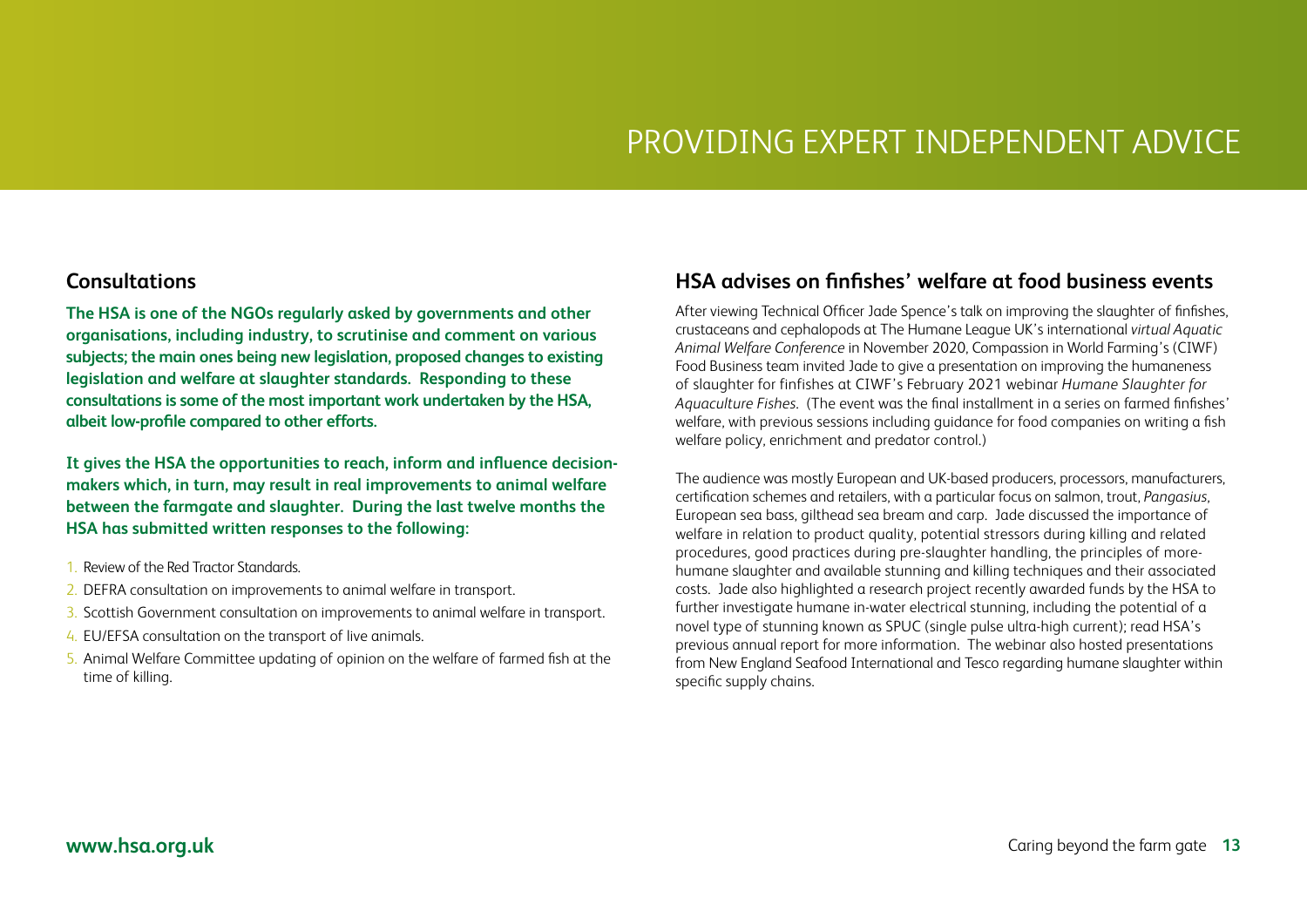# PROVIDING EXPERT INDEPENDENT ADVICE

## Consultations

**The HSA is one of the NGOs regularly asked by governments and other organisations, including industry, to scrutinise and comment on various subjects; the main ones being new legislation, proposed changes to existing legislation and welfare at slaughter standards. Responding to these consultations is some of the most important work undertaken by the HSA, albeit low-profile compared to other efforts.**

**It gives the HSA the opportunities to reach, inform and influence decision-makers which, in turn, may result in real improvements to animal welfare between the farmgate and slaughter. During the last twelve months the HSA has submitted written responses to the following:**

1. Review of the Red Tractor Standards.
2. DEFRA consultation on improvements to animal welfare in transport.
3. Scottish Government consultation on improvements to animal welfare in transport.
4. EU/EFSA consultation on the transport of live animals.
5. Animal Welfare Committee updating of opinion on the welfare of farmed fish at the time of killing.

## HSA advises on finfishes' welfare at food business events

After viewing Technical Officer Jade Spence's talk on improving the slaughter of finfishes, crustaceans and cephalopods at The Humane League UK's international *virtual Aquatic Animal Welfare Conference* in November 2020, Compassion in World Farming's (CIWF) Food Business team invited Jade to give a presentation on improving the humaneness of slaughter for finfishes at CIWF's February 2021 webinar *Humane Slaughter for Aquaculture Fishes.* (The event was the final installment in a series on farmed finfishes' welfare, with previous sessions including guidance for food companies on writing a fish welfare policy, enrichment and predator control.)

The audience was mostly European and UK-based producers, processors, manufacturers, certification schemes and retailers, with a particular focus on salmon, trout, *Pangasius*, European sea bass, gilthead sea bream and carp. Jade discussed the importance of welfare in relation to product quality, potential stressors during killing and related procedures, good practices during pre-slaughter handling, the principles of more-humane slaughter and available stunning and killing techniques and their associated costs. Jade also highlighted a research project recently awarded funds by the HSA to further investigate humane in-water electrical stunning, including the potential of a novel type of stunning known as SPUC (single pulse ultra-high current); read HSA's previous annual report for more information. The webinar also hosted presentations from New England Seafood International and Tesco regarding humane slaughter within specific supply chains.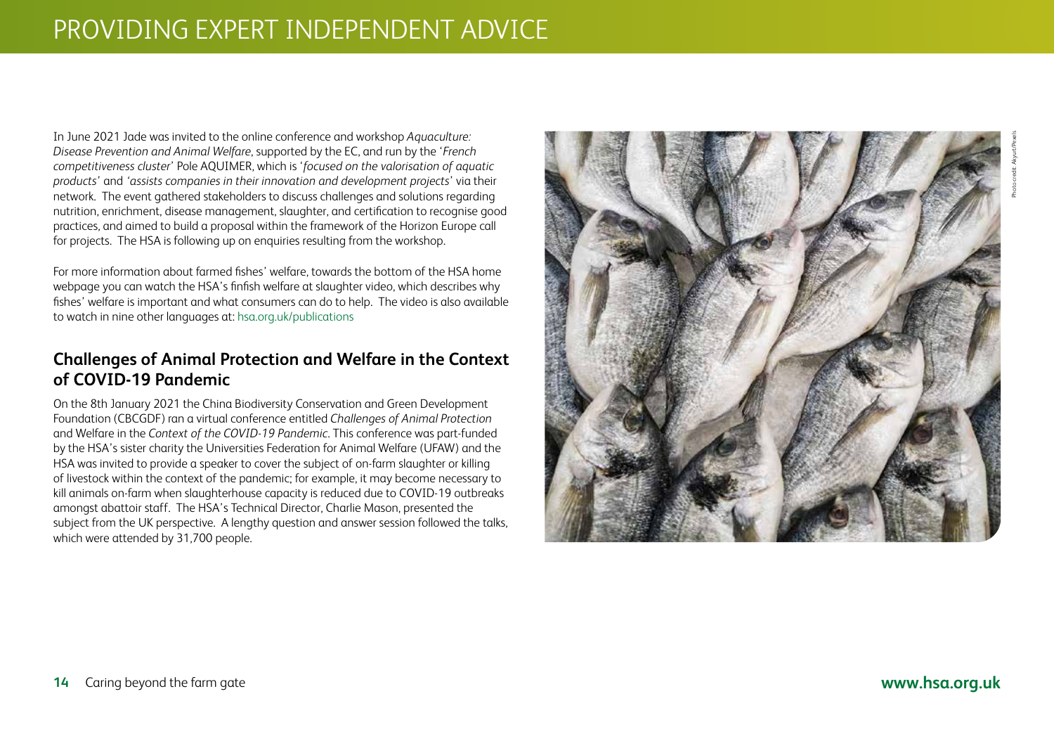# PROVIDING EXPERT INDEPENDENT ADVICE

In June 2021 Jade was invited to the online conference and workshop *Aquaculture: Disease Prevention and Animal Welfare*, supported by the EC, and run by the '*French competitiveness cluster*' Pole AQUIMER, which is '*focused on the valorisation of aquatic products*' and '*assists companies in their innovation and development projects*' via their network. The event gathered stakeholders to discuss challenges and solutions regarding nutrition, enrichment, disease management, slaughter, and certification to recognise good practices, and aimed to build a proposal within the framework of the Horizon Europe call for projects. The HSA is following up on enquiries resulting from the workshop.

For more information about farmed fishes' welfare, towards the bottom of the HSA home webpage you can watch the HSA's finfish welfare at slaughter video, which describes why fishes' welfare is important and what consumers can do to help. The video is also available to watch in nine other languages at: hsa.org.uk/publications

## Challenges of Animal Protection and Welfare in the Context of COVID-19 Pandemic

On the 8th January 2021 the China Biodiversity Conservation and Green Development Foundation (CBCGDF) ran a virtual conference entitled *Challenges of Animal Protection* and Welfare in the *Context of the COVID-19 Pandemic*. This conference was part-funded by the HSA's sister charity the Universities Federation for Animal Welfare (UFAW) and the HSA was invited to provide a speaker to cover the subject of on-farm slaughter or killing of livestock within the context of the pandemic; for example, it may become necessary to kill animals on-farm when slaughterhouse capacity is reduced due to COVID-19 outbreaks amongst abattoir staff. The HSA's Technical Director, Charlie Mason, presented the subject from the UK perspective. A lengthy question and answer session followed the talks, which were attended by 31,700 people.

Photo credit: Akyurt/Pexels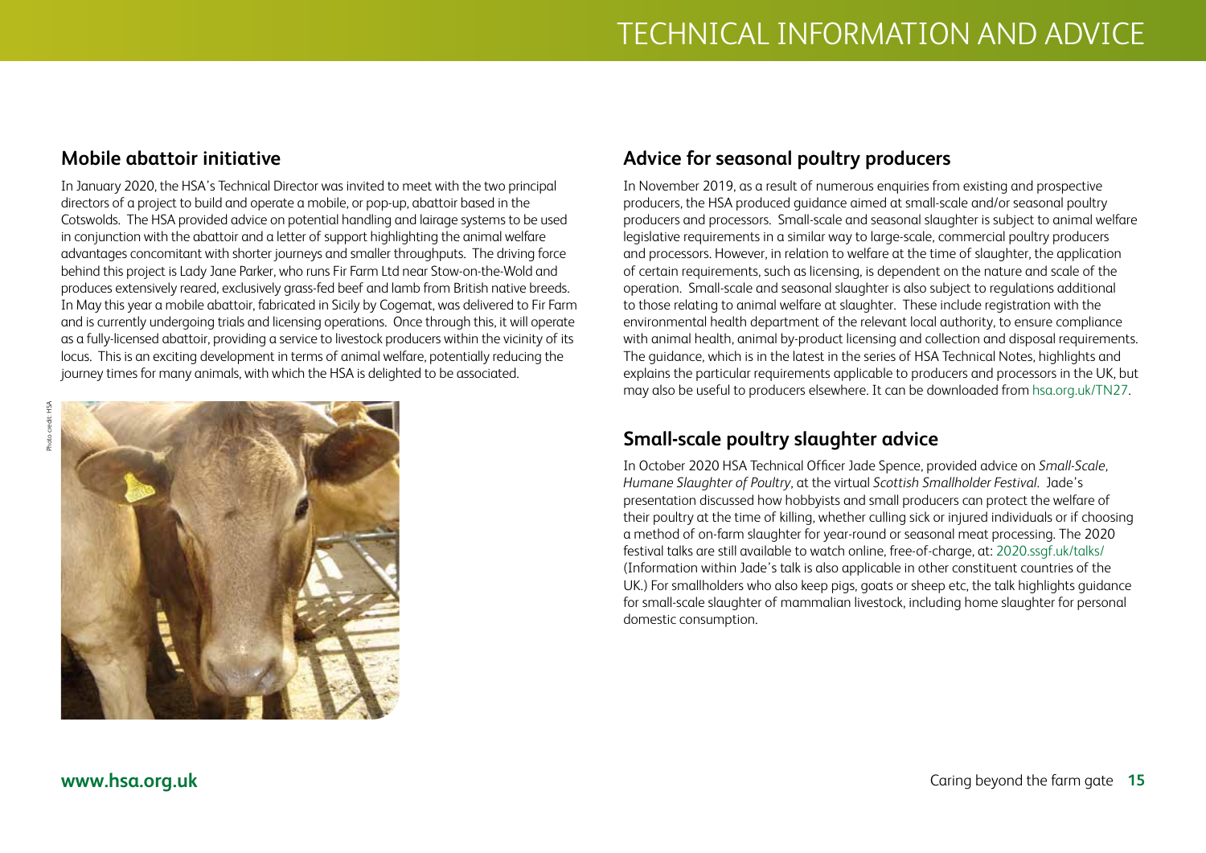## Mobile abattoir initiative

In January 2020, the HSA's Technical Director was invited to meet with the two principal directors of a project to build and operate a mobile, or pop-up, abattoir based in the Cotswolds. The HSA provided advice on potential handling and lairage systems to be used in conjunction with the abattoir and a letter of support highlighting the animal welfare advantages concomitant with shorter journeys and smaller throughputs. The driving force behind this project is Lady Jane Parker, who runs Fir Farm Ltd near Stow-on-the-Wold and produces extensively reared, exclusively grass-fed beef and lamb from British native breeds. In May this year a mobile abattoir, fabricated in Sicily by Cogemat, was delivered to Fir Farm and is currently undergoing trials and licensing operations. Once through this, it will operate as a fully-licensed abattoir, providing a service to livestock producers within the vicinity of its locus. This is an exciting development in terms of animal welfare, potentially reducing the journey times for many animals, with which the HSA is delighted to be associated.

Photo credit: HSA

## Advice for seasonal poultry producers

In November 2019, as a result of numerous enquiries from existing and prospective producers, the HSA produced guidance aimed at small-scale and/or seasonal poultry producers and processors. Small-scale and seasonal slaughter is subject to animal welfare legislative requirements in a similar way to large-scale, commercial poultry producers and processors. However, in relation to welfare at the time of slaughter, the application of certain requirements, such as licensing, is dependent on the nature and scale of the operation. Small-scale and seasonal slaughter is also subject to regulations additional to those relating to animal welfare at slaughter. These include registration with the environmental health department of the relevant local authority, to ensure compliance with animal health, animal by-product licensing and collection and disposal requirements. The guidance, which is in the latest in the series of HSA Technical Notes, highlights and explains the particular requirements applicable to producers and processors in the UK, but may also be useful to producers elsewhere. It can be downloaded from hsa.org.uk/TN27.

## Small-scale poultry slaughter advice

In October 2020 HSA Technical Officer Jade Spence, provided advice on *Small-Scale, Humane Slaughter of Poultry*, at the virtual *Scottish Smallholder Festival*. Jade's presentation discussed how hobbyists and small producers can protect the welfare of their poultry at the time of killing, whether culling sick or injured individuals or if choosing a method of on-farm slaughter for year-round or seasonal meat processing. The 2020 festival talks are still available to watch online, free-of-charge, at: 2020.ssgf.uk/talks/ (Information within Jade's talk is also applicable in other constituent countries of the UK.) For smallholders who also keep pigs, goats or sheep etc, the talk highlights guidance for small-scale slaughter of mammalian livestock, including home slaughter for personal domestic consumption.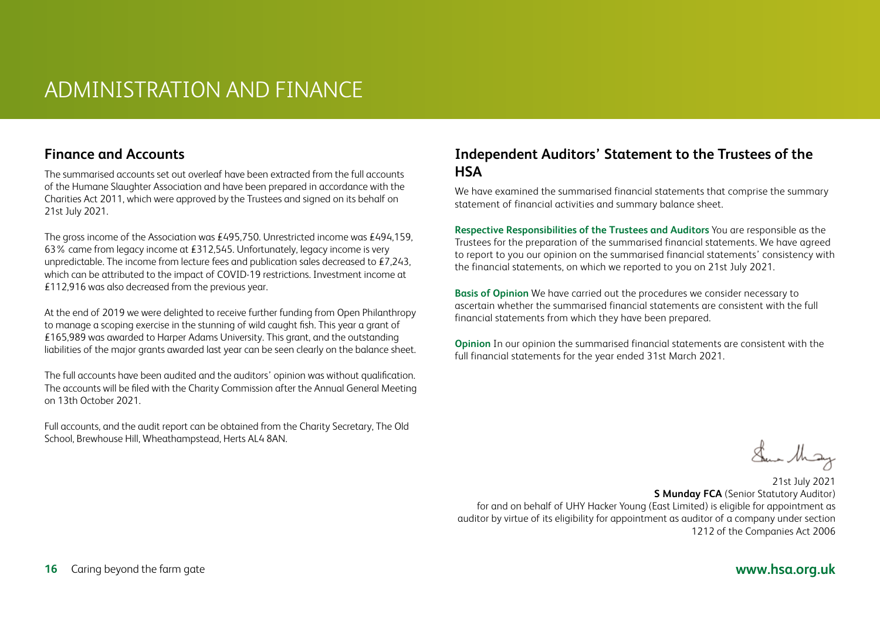# ADMINISTRATION AND FINANCE

## Finance and Accounts

The summarised accounts set out overleaf have been extracted from the full accounts of the Humane Slaughter Association and have been prepared in accordance with the Charities Act 2011, which were approved by the Trustees and signed on its behalf on 21st July 2021.

The gross income of the Association was £495,750. Unrestricted income was £494,159, 63% came from legacy income at £312,545. Unfortunately, legacy income is very unpredictable. The income from lecture fees and publication sales decreased to £7,243, which can be attributed to the impact of COVID-19 restrictions. Investment income at £112,916 was also decreased from the previous year.

At the end of 2019 we were delighted to receive further funding from Open Philanthropy to manage a scoping exercise in the stunning of wild caught fish. This year a grant of £165,989 was awarded to Harper Adams University. This grant, and the outstanding liabilities of the major grants awarded last year can be seen clearly on the balance sheet.

The full accounts have been audited and the auditors' opinion was without qualification. The accounts will be filed with the Charity Commission after the Annual General Meeting on 13th October 2021.

Full accounts, and the audit report can be obtained from the Charity Secretary, The Old School, Brewhouse Hill, Wheathampstead, Herts AL4 8AN.

## Independent Auditors' Statement to the Trustees of the HSA

We have examined the summarised financial statements that comprise the summary statement of financial activities and summary balance sheet.

**Respective Responsibilities of the Trustees and Auditors** You are responsible as the Trustees for the preparation of the summarised financial statements. We have agreed to report to you our opinion on the summarised financial statements' consistency with the financial statements, on which we reported to you on 21st July 2021.

**Basis of Opinion** We have carried out the procedures we consider necessary to ascertain whether the summarised financial statements are consistent with the full financial statements from which they have been prepared.

**Opinion** In our opinion the summarised financial statements are consistent with the full financial statements for the year ended 31st March 2021.

21st July 2021
**S Munday FCA** (Senior Statutory Auditor)
for and on behalf of UHY Hacker Young (East Limited) is eligible for appointment as auditor by virtue of its eligibility for appointment as auditor of a company under section 1212 of the Companies Act 2006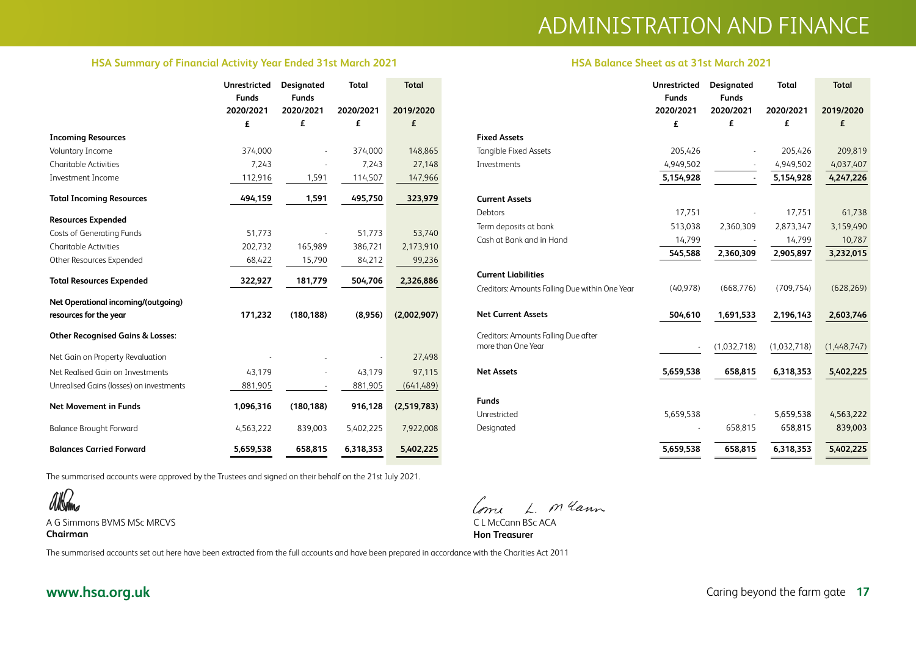# ADMINISTRATION AND FINANCE

## HSA Summary of Financial Activity Year Ended 31st March 2021

| | Unrestricted Funds 2020/2021 £ | Designated Funds 2020/2021 £ | Total 2020/2021 £ | Total 2019/2020 £ |
|---|---|---|---|---|
| **Incoming Resources** | | | | |
| Voluntary Income | 374,000 | - | 374,000 | 148,865 |
| Charitable Activities | 7,243 | - | 7,243 | 27,148 |
| Investment Income | 112,916 | 1,591 | 114,507 | 147,966 |
| **Total Incoming Resources** | **494,159** | **1,591** | **495,750** | **323,979** |
| **Resources Expended** | | | | |
| Costs of Generating Funds | 51,773 | - | 51,773 | 53,740 |
| Charitable Activities | 202,732 | 165,989 | 386,721 | 2,173,910 |
| Other Resources Expended | 68,422 | 15,790 | 84,212 | 99,236 |
| **Total Resources Expended** | **322,927** | **181,779** | **504,706** | **2,326,886** |
| **Net Operational incoming/(outgoing) resources for the year** | **171,232** | **(180,188)** | **(8,956)** | **(2,002,907)** |
| **Other Recognised Gains & Losses:** | | | | |
| Net Gain on Property Revaluation | - | - | - | 27,498 |
| Net Realised Gain on Investments | 43,179 | - | 43,179 | 97,115 |
| Unrealised Gains (losses) on investments | 881,905 | - | 881,905 | (641,489) |
| **Net Movement in Funds** | **1,096,316** | **(180,188)** | **916,128** | **(2,519,783)** |
| Balance Brought Forward | 4,563,222 | 839,003 | 5,402,225 | 7,922,008 |
| **Balances Carried Forward** | **5,659,538** | **658,815** | **6,318,353** | **5,402,225** |

## HSA Balance Sheet as at 31st March 2021

| | Unrestricted Funds 2020/2021 £ | Designated Funds 2020/2021 £ | Total 2020/2021 £ | Total 2019/2020 £ |
|---|---|---|---|---|
| **Fixed Assets** | | | | |
| Tangible Fixed Assets | 205,426 | - | 205,426 | 209,819 |
| Investments | 4,949,502 | - | 4,949,502 | 4,037,407 |
| | **5,154,928** | - | **5,154,928** | **4,247,226** |
| **Current Assets** | | | | |
| Debtors | 17,751 | - | 17,751 | 61,738 |
| Term deposits at bank | 513,038 | 2,360,309 | 2,873,347 | 3,159,490 |
| Cash at Bank and in Hand | 14,799 | - | 14,799 | 10,787 |
| | **545,588** | **2,360,309** | **2,905,897** | **3,232,015** |
| **Current Liabilities** | | | | |
| Creditors: Amounts Falling Due within One Year | (40,978) | (668,776) | (709,754) | (628,269) |
| **Net Current Assets** | **504,610** | **1,691,533** | **2,196,143** | **2,603,746** |
| Creditors: Amounts Falling Due after more than One Year | - | (1,032,718) | (1,032,718) | (1,448,747) |
| **Net Assets** | **5,659,538** | **658,815** | **6,318,353** | **5,402,225** |
| **Funds** | | | | |
| Unrestricted | 5,659,538 | - | 5,659,538 | 4,563,222 |
| Designated | - | 658,815 | 658,815 | 839,003 |
| | **5,659,538** | **658,815** | **6,318,353** | **5,402,225** |

The summarised accounts were approved by the Trustees and signed on their behalf on the 21st July 2021.

A G Simmons BVMS MSc MRCVS
**Chairman**

C L McCann BSc ACA
**Hon Treasurer**

The summarised accounts set out here have been extracted from the full accounts and have been prepared in accordance with the Charities Act 2011

**www.hsa.org.uk**

Caring beyond the farm gate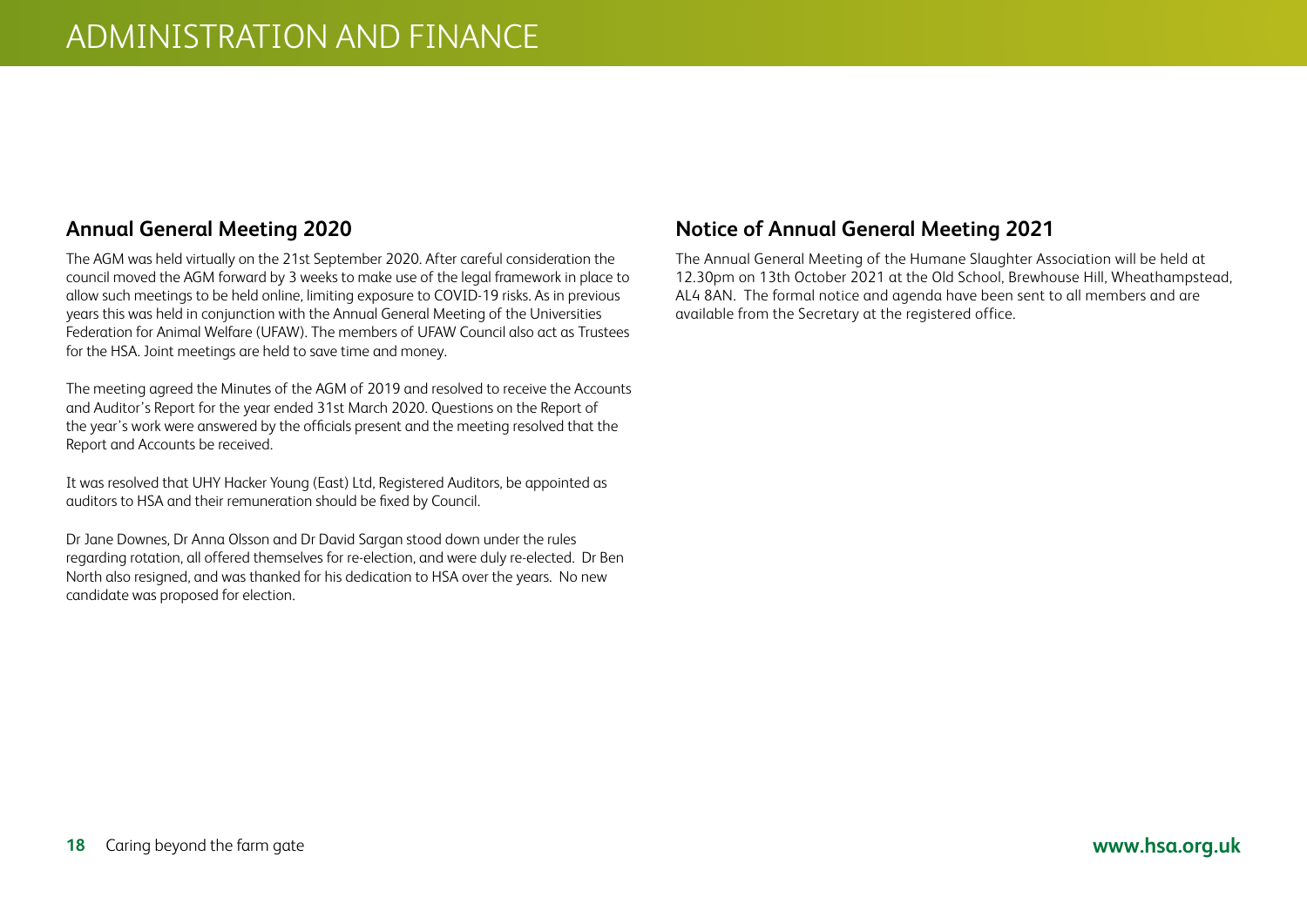# ADMINISTRATION AND FINANCE

## Annual General Meeting 2020

The AGM was held virtually on the 21st September 2020. After careful consideration the council moved the AGM forward by 3 weeks to make use of the legal framework in place to allow such meetings to be held online, limiting exposure to COVID-19 risks. As in previous years this was held in conjunction with the Annual General Meeting of the Universities Federation for Animal Welfare (UFAW). The members of UFAW Council also act as Trustees for the HSA. Joint meetings are held to save time and money.

The meeting agreed the Minutes of the AGM of 2019 and resolved to receive the Accounts and Auditor's Report for the year ended 31st March 2020. Questions on the Report of the year's work were answered by the officials present and the meeting resolved that the Report and Accounts be received.

It was resolved that UHY Hacker Young (East) Ltd, Registered Auditors, be appointed as auditors to HSA and their remuneration should be fixed by Council.

Dr Jane Downes, Dr Anna Olsson and Dr David Sargan stood down under the rules regarding rotation, all offered themselves for re-election, and were duly re-elected. Dr Ben North also resigned, and was thanked for his dedication to HSA over the years. No new candidate was proposed for election.

## Notice of Annual General Meeting 2021

The Annual General Meeting of the Humane Slaughter Association will be held at 12.30pm on 13th October 2021 at the Old School, Brewhouse Hill, Wheathampstead, AL4 8AN. The formal notice and agenda have been sent to all members and are available from the Secretary at the registered office.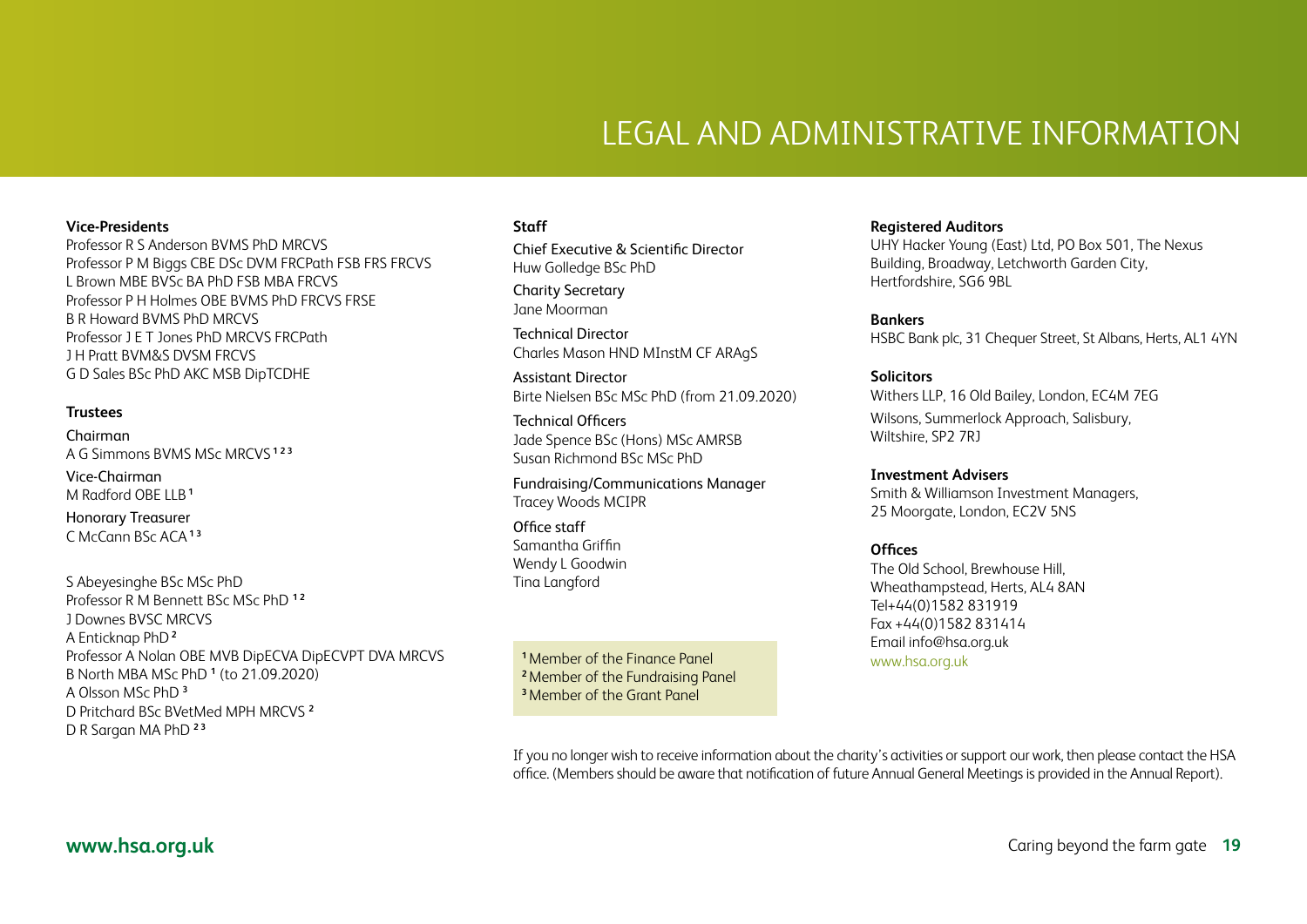# LEGAL AND ADMINISTRATIVE INFORMATION

**Vice-Presidents**
Professor R S Anderson BVMS PhD MRCVS
Professor P M Biggs CBE DSc DVM FRCPath FSB FRS FRCVS
L Brown MBE BVSc BA PhD FSB MBA FRCVS
Professor P H Holmes OBE BVMS PhD FRCVS FRSE
B R Howard BVMS PhD MRCVS
Professor J E T Jones PhD MRCVS FRCPath
J H Pratt BVM&S DVSM FRCVS
G D Sales BSc PhD AKC MSB DipTCDHE

**Trustees**

Chairman
A G Simmons BVMS MSc MRCVS [1,2,3]

Vice-Chairman
M Radford OBE LLB [1]

Honorary Treasurer
C McCann BSc ACA [1,3]

S Abeyesinghe BSc MSc PhD
Professor R M Bennett BSc MSc PhD [1,2]
J Downes BVSC MRCVS
A Enticknap PhD [2]
Professor A Nolan OBE MVB DipECVA DipECVPT DVA MRCVS
B North MBA MSc PhD [1] (to 21.09.2020)
A Olsson MSc PhD [3]
D Pritchard BSc BVetMed MPH MRCVS [2]
D R Sargan MA PhD [2,3]

**Staff**

Chief Executive & Scientific Director
Huw Golledge BSc PhD

Charity Secretary
Jane Moorman

Technical Director
Charles Mason HND MInstM CF ARAgS

Assistant Director
Birte Nielsen BSc MSc PhD (from 21.09.2020)

Technical Officers
Jade Spence BSc (Hons) MSc AMRSB
Susan Richmond BSc MSc PhD

Fundraising/Communications Manager
Tracey Woods MCIPR

Office staff
Samantha Griffin
Wendy L Goodwin
Tina Langford

[1] Member of the Finance Panel
[2] Member of the Fundraising Panel
[3] Member of the Grant Panel

**Registered Auditors**
UHY Hacker Young (East) Ltd, PO Box 501, The Nexus Building, Broadway, Letchworth Garden City, Hertfordshire, SG6 9BL

**Bankers**
HSBC Bank plc, 31 Chequer Street, St Albans, Herts, AL1 4YN

**Solicitors**
Withers LLP, 16 Old Bailey, London, EC4M 7EG

Wilsons, Summerlock Approach, Salisbury, Wiltshire, SP2 7RJ

**Investment Advisers**
Smith & Williamson Investment Managers, 25 Moorgate, London, EC2V 5NS

**Offices**
The Old School, Brewhouse Hill, Wheathampstead, Herts, AL4 8AN
Tel+44(0)1582 831919
Fax +44(0)1582 831414
Email info@hsa.org.uk
www.hsa.org.uk

If you no longer wish to receive information about the charity's activities or support our work, then please contact the HSA office. (Members should be aware that notification of future Annual General Meetings is provided in the Annual Report).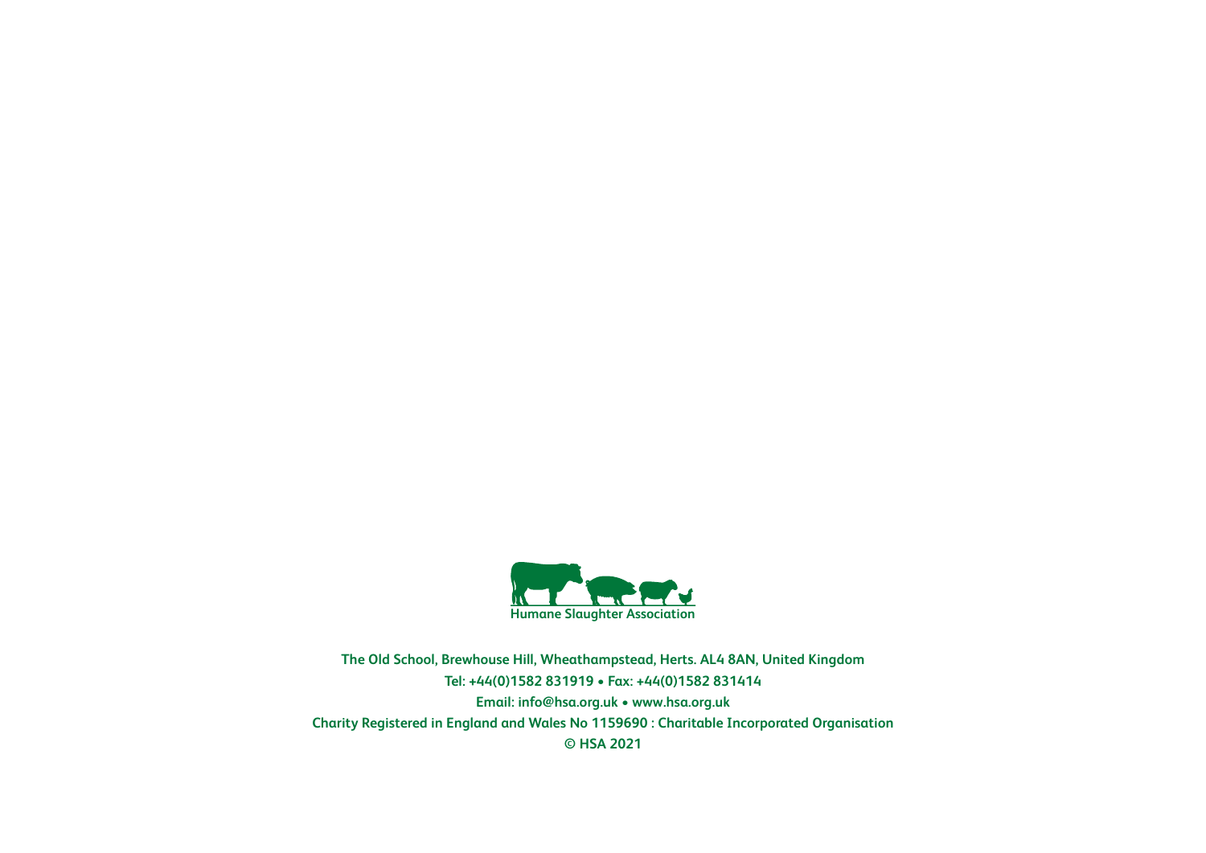Humane Slaughter Association

The Old School, Brewhouse Hill, Wheathampstead, Herts. AL4 8AN, United Kingdom

Tel: +44(0)1582 831919 • Fax: +44(0)1582 831414

Email: info@hsa.org.uk • www.hsa.org.uk

Charity Registered in England and Wales No 1159690 : Charitable Incorporated Organisation

© HSA 2021